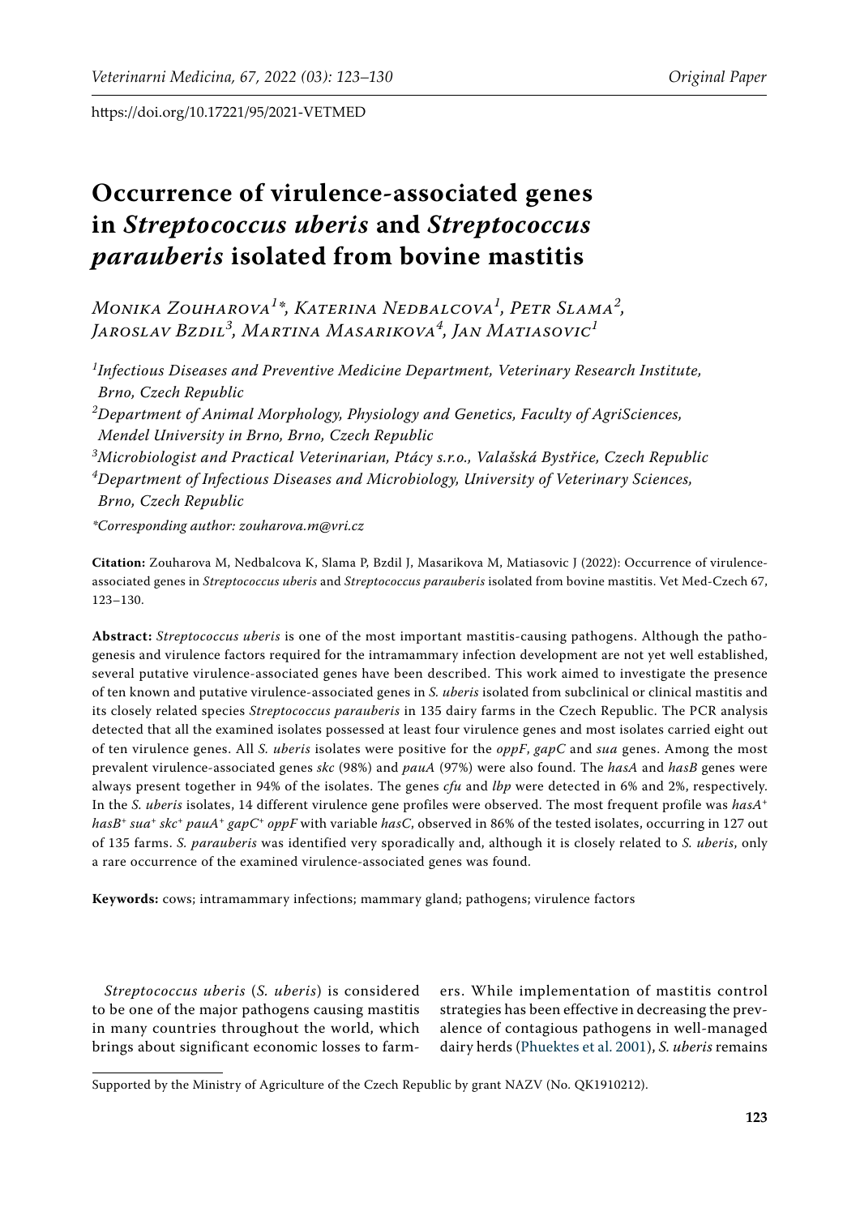https://doi.org/10.17221/95/2021-VETMED

# Occurrence of virulence-associated genes in *Streptococcus uberis* and *Streptococcus parauberis* isolated from bovine mastitis

*Monika Zouharova[1]\*, Katerina Nedbalcova[1], Petr Slama[2], Jaroslav Bzdil[3], Martina Masarikova[4], Jan Matiasovic[1]*

[1]*Infectious Diseases and Preventive Medicine Department, Veterinary Research Institute, Brno, Czech Republic*

[2]*Department of Animal Morphology, Physiology and Genetics, Faculty of AgriSciences, Mendel University in Brno, Brno, Czech Republic*

[3]*Microbiologist and Practical Veterinarian, Ptácy s.r.o., Valašská Bystřice, Czech Republic*

[4]*Department of Infectious Diseases and Microbiology, University of Veterinary Sciences, Brno, Czech Republic*

*\*Corresponding author: zouharova.m@vri.cz*

**Citation:** Zouharova M, Nedbalcova K, Slama P, Bzdil J, Masarikova M, Matiasovic J (2022): Occurrence of virulence-associated genes in *Streptococcus uberis* and *Streptococcus parauberis* isolated from bovine mastitis. Vet Med-Czech 67, 123–130.

**Abstract:** *Streptococcus uberis* is one of the most important mastitis-causing pathogens. Although the pathogenesis and virulence factors required for the intramammary infection development are not yet well established, several putative virulence-associated genes have been described. This work aimed to investigate the presence of ten known and putative virulence-associated genes in *S. uberis* isolated from subclinical or clinical mastitis and its closely related species *Streptococcus parauberis* in 135 dairy farms in the Czech Republic. The PCR analysis detected that all the examined isolates possessed at least four virulence genes and most isolates carried eight out of ten virulence genes. All *S. uberis* isolates were positive for the *oppF*, *gapC* and *sua* genes. Among the most prevalent virulence-associated genes *skc* (98%) and *pauA* (97%) were also found. The *hasA* and *hasB* genes were always present together in 94% of the isolates. The genes *cfu* and *lbp* were detected in 6% and 2%, respectively. In the *S. uberis* isolates, 14 different virulence gene profiles were observed. The most frequent profile was *hasA*+ *hasB*+ *sua*+ *skc*+ *pauA*+ *gapC*+ *oppF* with variable *hasC*, observed in 86% of the tested isolates, occurring in 127 out of 135 farms. *S. parauberis* was identified very sporadically and, although it is closely related to *S. uberis*, only a rare occurrence of the examined virulence-associated genes was found.

**Keywords:** cows; intramammary infections; mammary gland; pathogens; virulence factors

*Streptococcus uberis* (*S. uberis*) is considered to be one of the major pathogens causing mastitis in many countries throughout the world, which brings about significant economic losses to farmers. While implementation of mastitis control strategies has been effective in decreasing the prevalence of contagious pathogens in well-managed dairy herds (Phuektes et al. 2001), *S. uberis* remains

Supported by the Ministry of Agriculture of the Czech Republic by grant NAZV (No. QK1910212).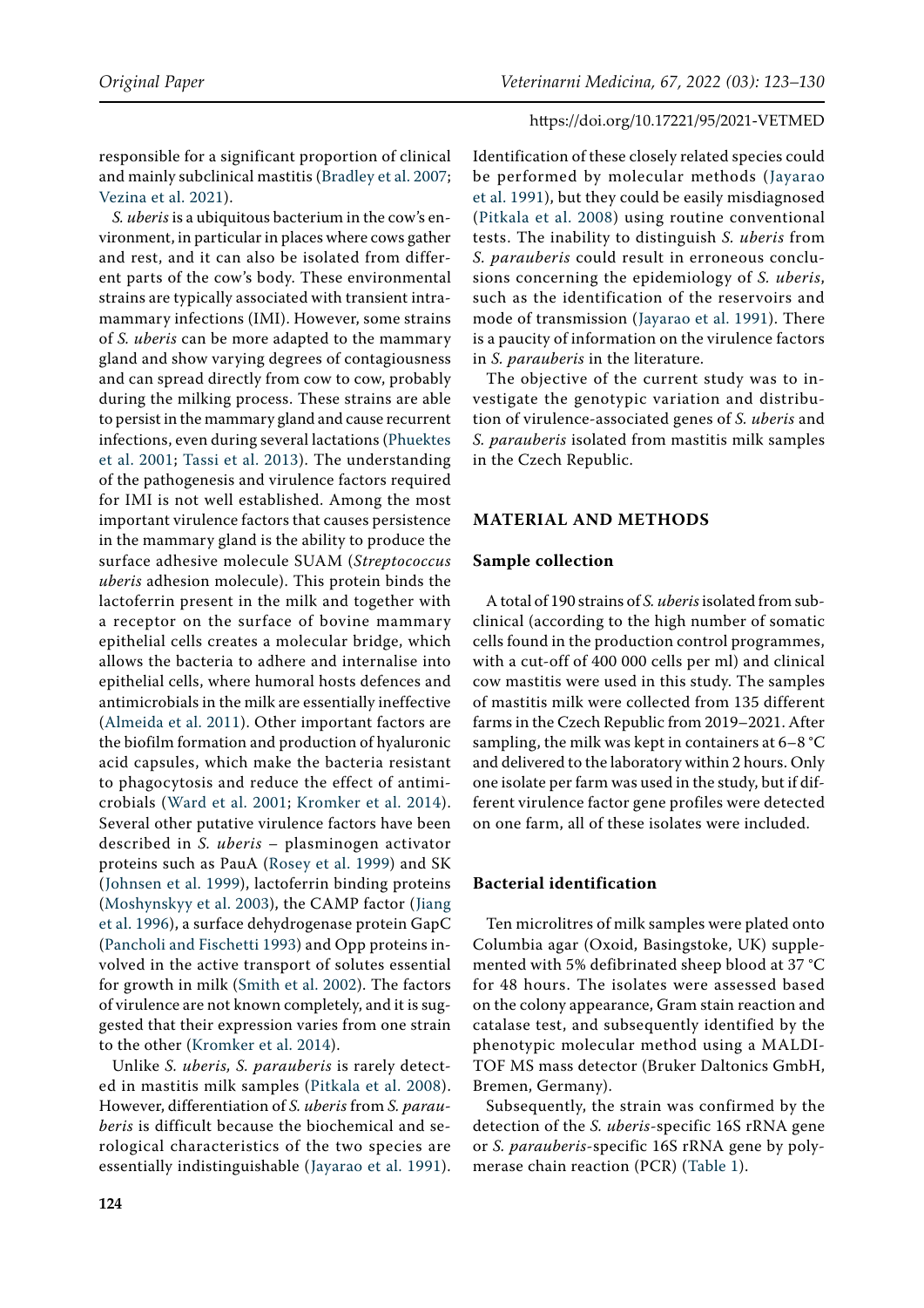responsible for a significant proportion of clinical and mainly subclinical mastitis (Bradley et al. 2007; Vezina et al. 2021).

*S. uberis* is a ubiquitous bacterium in the cow's environment, in particular in places where cows gather and rest, and it can also be isolated from different parts of the cow's body. These environmental strains are typically associated with transient intramammary infections (IMI). However, some strains of *S. uberis* can be more adapted to the mammary gland and show varying degrees of contagiousness and can spread directly from cow to cow, probably during the milking process. These strains are able to persist in the mammary gland and cause recurrent infections, even during several lactations (Phuektes et al. 2001; Tassi et al. 2013). The understanding of the pathogenesis and virulence factors required for IMI is not well established. Among the most important virulence factors that causes persistence in the mammary gland is the ability to produce the surface adhesive molecule SUAM (*Streptococcus uberis* adhesion molecule). This protein binds the lactoferrin present in the milk and together with a receptor on the surface of bovine mammary epithelial cells creates a molecular bridge, which allows the bacteria to adhere and internalise into epithelial cells, where humoral hosts defences and antimicrobials in the milk are essentially ineffective (Almeida et al. 2011). Other important factors are the biofilm formation and production of hyaluronic acid capsules, which make the bacteria resistant to phagocytosis and reduce the effect of antimicrobials (Ward et al. 2001; Kromker et al. 2014). Several other putative virulence factors have been described in *S. uberis* – plasminogen activator proteins such as PauA (Rosey et al. 1999) and SK (Johnsen et al. 1999), lactoferrin binding proteins (Moshynskyy et al. 2003), the CAMP factor (Jiang et al. 1996), a surface dehydrogenase protein GapC (Pancholi and Fischetti 1993) and Opp proteins involved in the active transport of solutes essential for growth in milk (Smith et al. 2002). The factors of virulence are not known completely, and it is suggested that their expression varies from one strain to the other (Kromker et al. 2014).

Unlike *S. uberis*, *S. parauberis* is rarely detected in mastitis milk samples (Pitkala et al. 2008). However, differentiation of *S. uberis* from *S. parauberis* is difficult because the biochemical and serological characteristics of the two species are essentially indistinguishable (Jayarao et al. 1991). Identification of these closely related species could be performed by molecular methods (Jayarao et al. 1991), but they could be easily misdiagnosed (Pitkala et al. 2008) using routine conventional tests. The inability to distinguish *S. uberis* from *S. parauberis* could result in erroneous conclusions concerning the epidemiology of *S. uberis*, such as the identification of the reservoirs and mode of transmission (Jayarao et al. 1991). There is a paucity of information on the virulence factors in *S. parauberis* in the literature.

The objective of the current study was to investigate the genotypic variation and distribution of virulence-associated genes of *S. uberis* and *S. parauberis* isolated from mastitis milk samples in the Czech Republic.

## MATERIAL AND METHODS

### Sample collection

A total of 190 strains of *S. uberis* isolated from subclinical (according to the high number of somatic cells found in the production control programmes, with a cut-off of 400 000 cells per ml) and clinical cow mastitis were used in this study. The samples of mastitis milk were collected from 135 different farms in the Czech Republic from 2019–2021. After sampling, the milk was kept in containers at 6–8 °C and delivered to the laboratory within 2 hours. Only one isolate per farm was used in the study, but if different virulence factor gene profiles were detected on one farm, all of these isolates were included.

### Bacterial identification

Ten microlitres of milk samples were plated onto Columbia agar (Oxoid, Basingstoke, UK) supplemented with 5% defibrinated sheep blood at 37 °C for 48 hours. The isolates were assessed based on the colony appearance, Gram stain reaction and catalase test, and subsequently identified by the phenotypic molecular method using a MALDI-TOF MS mass detector (Bruker Daltonics GmbH, Bremen, Germany).

Subsequently, the strain was confirmed by the detection of the *S. uberis*-specific 16S rRNA gene or *S. parauberis*-specific 16S rRNA gene by polymerase chain reaction (PCR) (Table 1).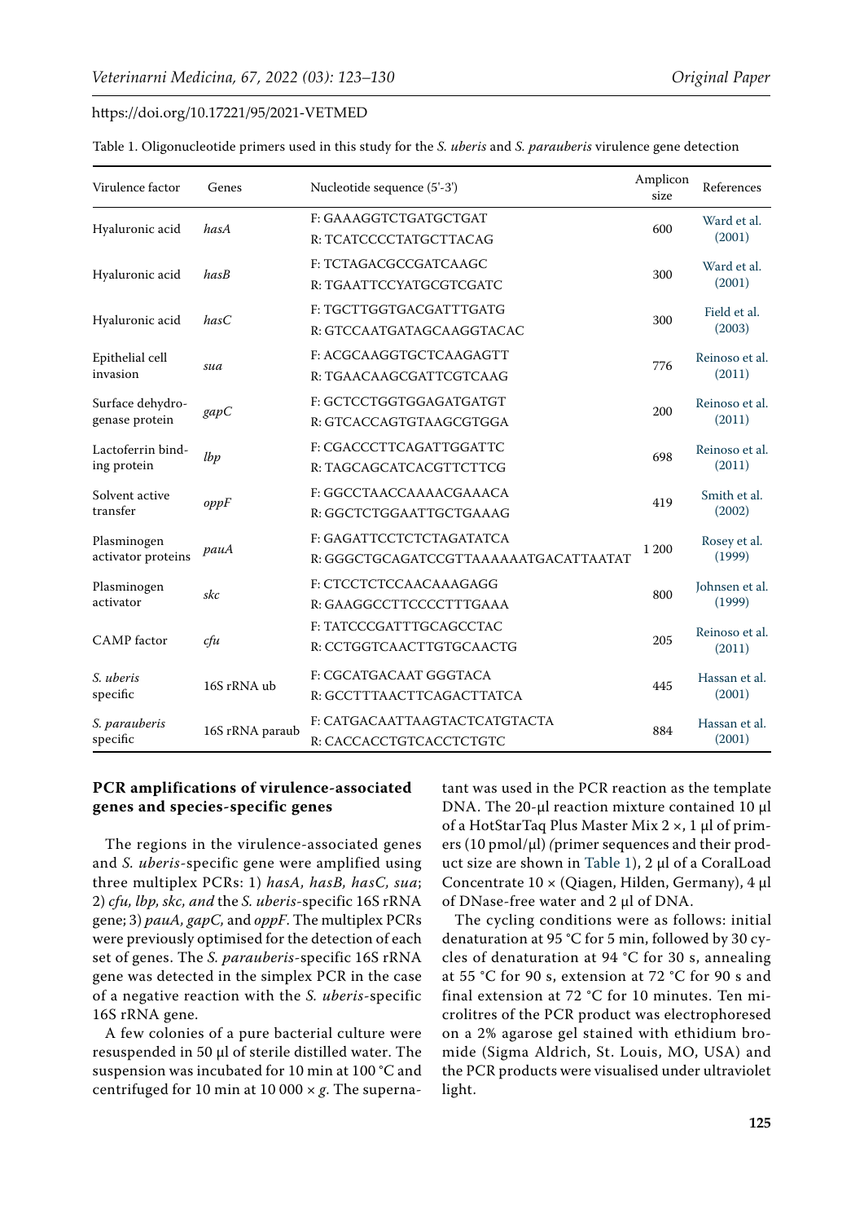Table 1. Oligonucleotide primers used in this study for the *S. uberis* and *S. parauberis* virulence gene detection

| Virulence factor | Genes | Nucleotide sequence (5'-3') | Amplicon size | References |
|---|---|---|---|---|
| Hyaluronic acid | *hasA* | F: GAAAGGTCTGATGCTGAT<br>R: TCATCCCCTATGCTTACAG | 600 | Ward et al. (2001) |
| Hyaluronic acid | *hasB* | F: TCTAGACGCCGATCAAGC<br>R: TGAATTCCYATGCGTCGATC | 300 | Ward et al. (2001) |
| Hyaluronic acid | *hasC* | F: TGCTTGGTGACGATTTGATG<br>R: GTCCAATGATAGCAAGGTACAC | 300 | Field et al. (2003) |
| Epithelial cell invasion | *sua* | F: ACGCAAGGTGCTCAAGAGTT<br>R: TGAACAAGCGATTCGTCAAG | 776 | Reinoso et al. (2011) |
| Surface dehydrogenase protein | *gapC* | F: GCTCCTGGTGGAGATGATGT<br>R: GTCACCAGTGTAAGCGTGGA | 200 | Reinoso et al. (2011) |
| Lactoferrin binding protein | *lbp* | F: CGACCCTTCAGATTGGATTC<br>R: TAGCAGCATCACGTTCTTCG | 698 | Reinoso et al. (2011) |
| Solvent active transfer | *oppF* | F: GGCCTAACCAAAACGAAACA<br>R: GGCTCTGGAATTGCTGAAAG | 419 | Smith et al. (2002) |
| Plasminogen activator proteins | *pauA* | F: GAGATTCCTCTCTAGATATCA<br>R: GGGCTGCAGATCCGTTAAAAAATGACATTAATAT | 1 200 | Rosey et al. (1999) |
| Plasminogen activator | *skc* | F: CTCCTCTCCAACAAAGAGG<br>R: GAAGGCCTTCCCCTTTGAAA | 800 | Johnsen et al. (1999) |
| CAMP factor | *cfu* | F: TATCCCGATTTGCAGCCTAC<br>R: CCTGGTCAACTTGTGCAACTG | 205 | Reinoso et al. (2011) |
| *S. uberis* specific | 16S rRNA ub | F: CGCATGACAAT GGGTACA<br>R: GCCTTTAACTTCAGACTTATCA | 445 | Hassan et al. (2001) |
| *S. parauberis* specific | 16S rRNA paraub | F: CATGACAATTAAGTACTCATGTACTA<br>R: CACCACCTGTCACCTCTGTC | 884 | Hassan et al. (2001) |

**PCR amplifications of virulence-associated genes and species-specific genes**

The regions in the virulence-associated genes and *S. uberis*-specific gene were amplified using three multiplex PCRs: 1) *hasA, hasB, hasC, sua*; 2) *cfu, lbp, skc, and* the *S. uberis*-specific 16S rRNA gene; 3) *pauA, gapC,* and *oppF*. The multiplex PCRs were previously optimised for the detection of each set of genes. The *S. parauberis*-specific 16S rRNA gene was detected in the simplex PCR in the case of a negative reaction with the *S. uberis*-specific 16S rRNA gene.

A few colonies of a pure bacterial culture were resuspended in 50 µl of sterile distilled water. The suspension was incubated for 10 min at 100 °C and centrifuged for 10 min at 10 000 × *g*. The supernatant was used in the PCR reaction as the template DNA. The 20-µl reaction mixture contained 10 µl of a HotStarTaq Plus Master Mix 2 ×, 1 µl of primers (10 pmol/µl) *(*primer sequences and their product size are shown in Table 1), 2 µl of a CoralLoad Concentrate 10 × (Qiagen, Hilden, Germany), 4 µl of DNase-free water and 2 µl of DNA.

The cycling conditions were as follows: initial denaturation at 95 °C for 5 min, followed by 30 cycles of denaturation at 94 °C for 30 s, annealing at 55 °C for 90 s, extension at 72 °C for 90 s and final extension at 72 °C for 10 minutes. Ten microlitres of the PCR product was electrophoresed on a 2% agarose gel stained with ethidium bromide (Sigma Aldrich, St. Louis, MO, USA) and the PCR products were visualised under ultraviolet light.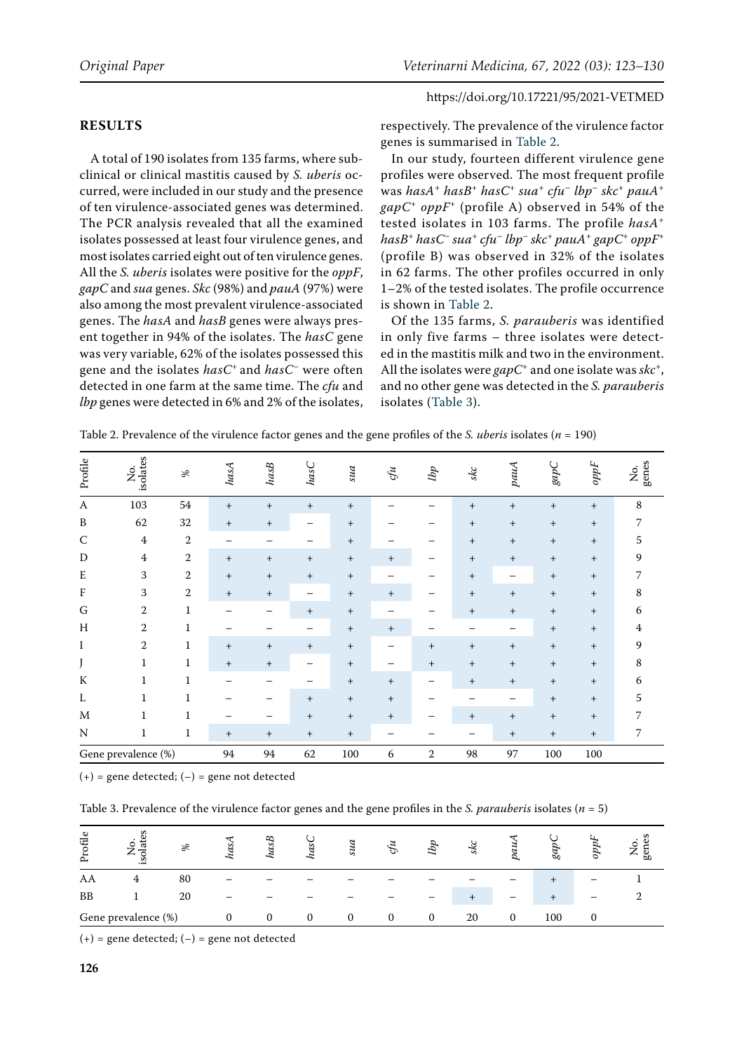## RESULTS

A total of 190 isolates from 135 farms, where subclinical or clinical mastitis caused by *S. uberis* occurred, were included in our study and the presence of ten virulence-associated genes was determined. The PCR analysis revealed that all the examined isolates possessed at least four virulence genes, and most isolates carried eight out of ten virulence genes. All the *S. uberis* isolates were positive for the *oppF*, *gapC* and *sua* genes. *Skc* (98%) and *pauA* (97%) were also among the most prevalent virulence-associated genes. The *hasA* and *hasB* genes were always present together in 94% of the isolates. The *hasC* gene was very variable, 62% of the isolates possessed this gene and the isolates *hasC*$^+$ and *hasC*$^-$ were often detected in one farm at the same time. The *cfu* and *lbp* genes were detected in 6% and 2% of the isolates, respectively. The prevalence of the virulence factor genes is summarised in Table 2.

In our study, fourteen different virulence gene profiles were observed. The most frequent profile was *hasA*$^+$ *hasB*$^+$ *hasC*$^+$ *sua*$^+$ *cfu*$^-$ *lbp*$^-$ *skc*$^+$ *pauA*$^+$ *gapC*$^+$ *oppF*$^+$ (profile A) observed in 54% of the tested isolates in 103 farms. The profile *hasA*$^+$ *hasB*$^+$ *hasC*$^-$ *sua*$^+$ *cfu*$^-$ *lbp*$^-$ *skc*$^+$ *pauA*$^+$ *gapC*$^+$ *oppF*$^+$ (profile B) was observed in 32% of the isolates in 62 farms. The other profiles occurred in only 1–2% of the tested isolates. The profile occurrence is shown in Table 2.

Of the 135 farms, *S. parauberis* was identified in only five farms – three isolates were detected in the mastitis milk and two in the environment. All the isolates were *gapC*$^+$ and one isolate was *skc*$^+$, and no other gene was detected in the *S. parauberis* isolates (Table 3).

Table 2. Prevalence of the virulence factor genes and the gene profiles of the *S. uberis* isolates ($n$ = 190)

| Profile | No. isolates | % | *hasA* | *hasB* | *hasC* | *sua* | *cfu* | *lbp* | *skc* | *pauA* | *gapC* | *oppF* | No. genes |
|---|---|---|---|---|---|---|---|---|---|---|---|---|---|
| A | 103 | 54 | + | + | + | + | – | – | + | + | + | + | 8 |
| B | 62 | 32 | + | + | – | + | – | – | + | + | + | + | 7 |
| C | 4 | 2 | – | – | – | + | – | – | + | + | + | + | 5 |
| D | 4 | 2 | + | + | + | + | + | – | + | + | + | + | 9 |
| E | 3 | 2 | + | + | + | + | – | – | + | – | + | + | 7 |
| F | 3 | 2 | + | + | – | + | + | – | + | + | + | + | 8 |
| G | 2 | 1 | – | – | + | + | – | – | + | + | + | + | 6 |
| H | 2 | 1 | – | – | – | + | + | – | – | – | + | + | 4 |
| I | 2 | 1 | + | + | + | + | – | + | + | + | + | + | 9 |
| J | 1 | 1 | + | + | – | + | – | + | + | + | + | + | 8 |
| K | 1 | 1 | – | – | – | + | + | – | + | + | + | + | 6 |
| L | 1 | 1 | – | – | + | + | + | – | – | – | + | + | 5 |
| M | 1 | 1 | – | – | + | + | + | – | + | + | + | + | 7 |
| N | 1 | 1 | + | + | + | + | – | – | – | + | + | + | 7 |
| Gene prevalence (%) | | | 94 | 94 | 62 | 100 | 6 | 2 | 98 | 97 | 100 | 100 | |

(+) = gene detected; (–) = gene not detected

Table 3. Prevalence of the virulence factor genes and the gene profiles in the *S. parauberis* isolates ($n$ = 5)

| Profile | No. isolates | % | *hasA* | *hasB* | *hasC* | *sua* | *cfu* | *lbp* | *skc* | *pauA* | *gapC* | *oppF* | No. genes |
|---|---|---|---|---|---|---|---|---|---|---|---|---|---|
| AA | 4 | 80 | – | – | – | – | – | – | – | – | + | – | 1 |
| BB | 1 | 20 | – | – | – | – | – | – | + | – | + | – | 2 |
| Gene prevalence (%) | | | 0 | 0 | 0 | 0 | 0 | 0 | 20 | 0 | 100 | 0 | |

(+) = gene detected; (–) = gene not detected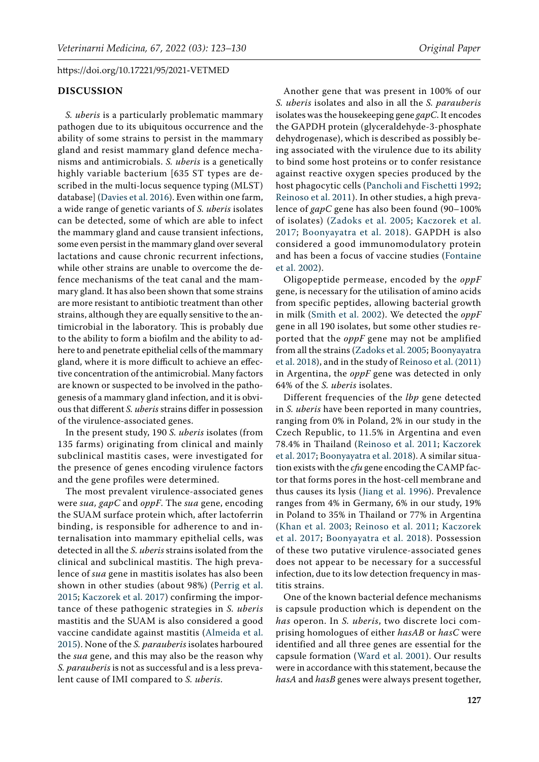## DISCUSSION

*S. uberis* is a particularly problematic mammary pathogen due to its ubiquitous occurrence and the ability of some strains to persist in the mammary gland and resist mammary gland defence mechanisms and antimicrobials. *S. uberis* is a genetically highly variable bacterium [635 ST types are described in the multi-locus sequence typing (MLST) database] (Davies et al. 2016). Even within one farm, a wide range of genetic variants of *S. uberis* isolates can be detected, some of which are able to infect the mammary gland and cause transient infections, some even persist in the mammary gland over several lactations and cause chronic recurrent infections, while other strains are unable to overcome the defence mechanisms of the teat canal and the mammary gland. It has also been shown that some strains are more resistant to antibiotic treatment than other strains, although they are equally sensitive to the antimicrobial in the laboratory. This is probably due to the ability to form a biofilm and the ability to adhere to and penetrate epithelial cells of the mammary gland, where it is more difficult to achieve an effective concentration of the antimicrobial. Many factors are known or suspected to be involved in the pathogenesis of a mammary gland infection, and it is obvious that different *S. uberis* strains differ in possession of the virulence-associated genes.

In the present study, 190 *S. uberis* isolates (from 135 farms) originating from clinical and mainly subclinical mastitis cases, were investigated for the presence of genes encoding virulence factors and the gene profiles were determined.

The most prevalent virulence-associated genes were *sua*, *gapC* and *oppF*. The *sua* gene, encoding the SUAM surface protein which, after lactoferrin binding, is responsible for adherence to and internalisation into mammary epithelial cells, was detected in all the *S. uberis* strains isolated from the clinical and subclinical mastitis. The high prevalence of *sua* gene in mastitis isolates has also been shown in other studies (about 98%) (Perrig et al. 2015; Kaczorek et al. 2017) confirming the importance of these pathogenic strategies in *S. uberis* mastitis and the SUAM is also considered a good vaccine candidate against mastitis (Almeida et al. 2015). None of the *S. parauberis* isolates harboured the *sua* gene, and this may also be the reason why *S. parauberis* is not as successful and is a less prevalent cause of IMI compared to *S. uberis*.

Another gene that was present in 100% of our *S. uberis* isolates and also in all the *S. parauberis* isolates was the housekeeping gene *gapC*. It encodes the GAPDH protein (glyceraldehyde-3-phosphate dehydrogenase), which is described as possibly being associated with the virulence due to its ability to bind some host proteins or to confer resistance against reactive oxygen species produced by the host phagocytic cells (Pancholi and Fischetti 1992; Reinoso et al. 2011). In other studies, a high prevalence of *gapC* gene has also been found (90–100% of isolates) (Zadoks et al. 2005; Kaczorek et al. 2017; Boonyayatra et al. 2018). GAPDH is also considered a good immunomodulatory protein and has been a focus of vaccine studies (Fontaine et al. 2002).

Oligopeptide permease, encoded by the *oppF* gene, is necessary for the utilisation of amino acids from specific peptides, allowing bacterial growth in milk (Smith et al. 2002). We detected the *oppF* gene in all 190 isolates, but some other studies reported that the *oppF* gene may not be amplified from all the strains (Zadoks et al. 2005; Boonyayatra et al. 2018), and in the study of Reinoso et al. (2011) in Argentina, the *oppF* gene was detected in only 64% of the *S. uberis* isolates.

Different frequencies of the *lbp* gene detected in *S. uberis* have been reported in many countries, ranging from 0% in Poland, 2% in our study in the Czech Republic, to 11.5% in Argentina and even 78.4% in Thailand (Reinoso et al. 2011; Kaczorek et al. 2017; Boonyayatra et al. 2018). A similar situation exists with the *cfu* gene encoding the CAMP factor that forms pores in the host-cell membrane and thus causes its lysis (Jiang et al. 1996). Prevalence ranges from 4% in Germany, 6% in our study, 19% in Poland to 35% in Thailand or 77% in Argentina (Khan et al. 2003; Reinoso et al. 2011; Kaczorek et al. 2017; Boonyayatra et al. 2018). Possession of these two putative virulence-associated genes does not appear to be necessary for a successful infection, due to its low detection frequency in mastitis strains.

One of the known bacterial defence mechanisms is capsule production which is dependent on the *has* operon. In *S. uberis*, two discrete loci comprising homologues of either *hasAB* or *hasC* were identified and all three genes are essential for the capsule formation (Ward et al. 2001). Our results were in accordance with this statement, because the *hasA* and *hasB* genes were always present together,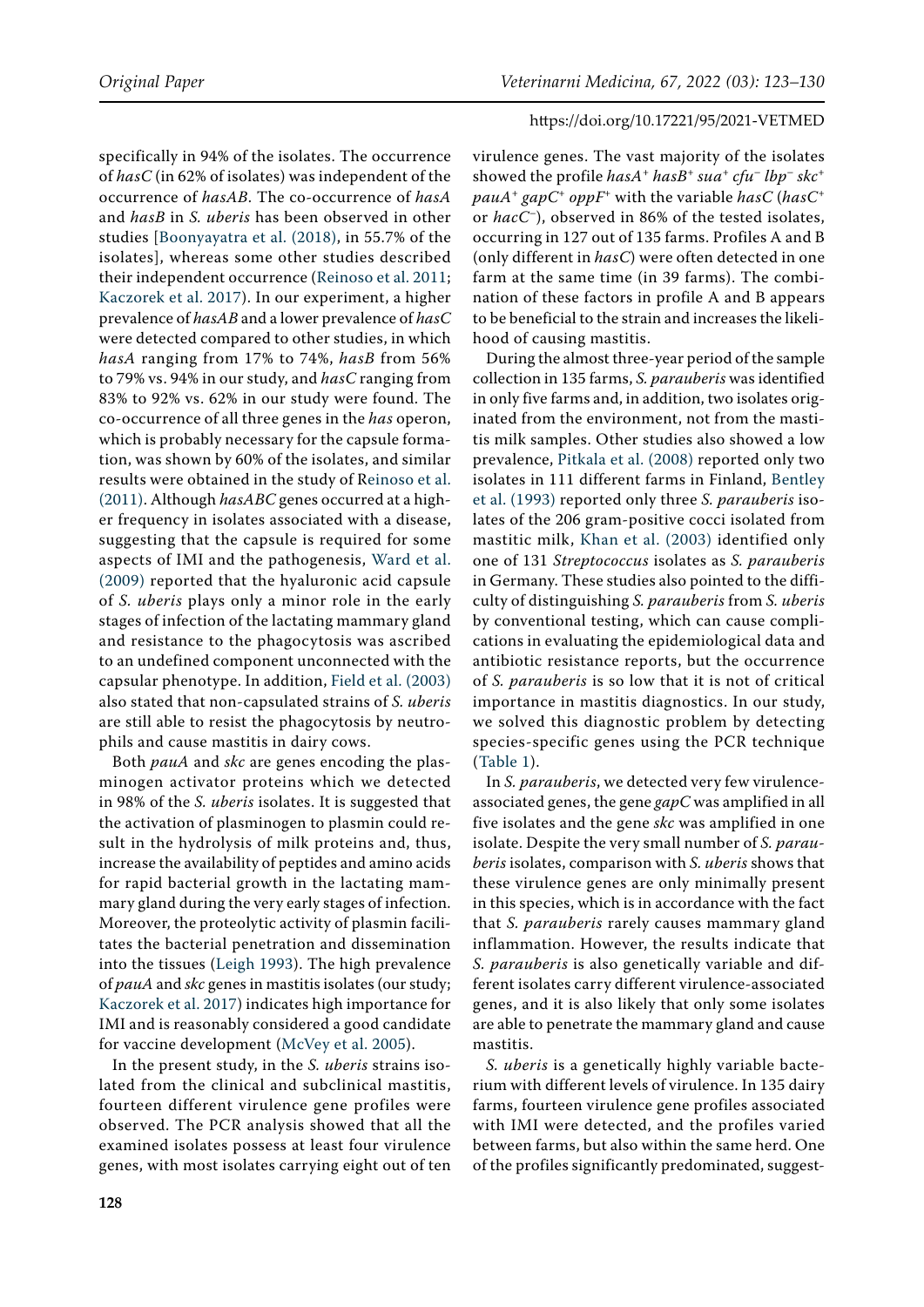specifically in 94% of the isolates. The occurrence of *hasC* (in 62% of isolates) was independent of the occurrence of *hasAB*. The co-occurrence of *hasA* and *hasB* in *S. uberis* has been observed in other studies [Boonyayatra et al. (2018), in 55.7% of the isolates], whereas some other studies described their independent occurrence (Reinoso et al. 2011; Kaczorek et al. 2017). In our experiment, a higher prevalence of *hasAB* and a lower prevalence of *hasC* were detected compared to other studies, in which *hasA* ranging from 17% to 74%, *hasB* from 56% to 79% vs. 94% in our study, and *hasC* ranging from 83% to 92% vs. 62% in our study were found. The co-occurrence of all three genes in the *has* operon, which is probably necessary for the capsule formation, was shown by 60% of the isolates, and similar results were obtained in the study of Reinoso et al. (2011). Although *hasABC* genes occurred at a higher frequency in isolates associated with a disease, suggesting that the capsule is required for some aspects of IMI and the pathogenesis, Ward et al. (2009) reported that the hyaluronic acid capsule of *S. uberis* plays only a minor role in the early stages of infection of the lactating mammary gland and resistance to the phagocytosis was ascribed to an undefined component unconnected with the capsular phenotype. In addition, Field et al. (2003) also stated that non-capsulated strains of *S. uberis* are still able to resist the phagocytosis by neutrophils and cause mastitis in dairy cows.

Both *pauA* and *skc* are genes encoding the plasminogen activator proteins which we detected in 98% of the *S. uberis* isolates. It is suggested that the activation of plasminogen to plasmin could result in the hydrolysis of milk proteins and, thus, increase the availability of peptides and amino acids for rapid bacterial growth in the lactating mammary gland during the very early stages of infection. Moreover, the proteolytic activity of plasmin facilitates the bacterial penetration and dissemination into the tissues (Leigh 1993). The high prevalence of *pauA* and *skc* genes in mastitis isolates (our study; Kaczorek et al. 2017) indicates high importance for IMI and is reasonably considered a good candidate for vaccine development (McVey et al. 2005).

In the present study, in the *S. uberis* strains isolated from the clinical and subclinical mastitis, fourteen different virulence gene profiles were observed. The PCR analysis showed that all the examined isolates possess at least four virulence genes, with most isolates carrying eight out of ten virulence genes. The vast majority of the isolates showed the profile *hasA*$^+$ *hasB*$^+$ *sua*$^+$ *cfu*$^-$ *lbp*$^-$ *skc*$^+$ *pauA*$^+$ *gapC*$^+$ *oppF*$^+$ with the variable *hasC* (*hasC*$^+$ or *hacC*$^-$), observed in 86% of the tested isolates, occurring in 127 out of 135 farms. Profiles A and B (only different in *hasC*) were often detected in one farm at the same time (in 39 farms). The combination of these factors in profile A and B appears to be beneficial to the strain and increases the likelihood of causing mastitis.

During the almost three-year period of the sample collection in 135 farms, *S. parauberis* was identified in only five farms and, in addition, two isolates originated from the environment, not from the mastitis milk samples. Other studies also showed a low prevalence, Pitkala et al. (2008) reported only two isolates in 111 different farms in Finland, Bentley et al. (1993) reported only three *S. parauberis* isolates of the 206 gram-positive cocci isolated from mastitic milk, Khan et al. (2003) identified only one of 131 *Streptococcus* isolates as *S. parauberis* in Germany. These studies also pointed to the difficulty of distinguishing *S. parauberis* from *S. uberis* by conventional testing, which can cause complications in evaluating the epidemiological data and antibiotic resistance reports, but the occurrence of *S. parauberis* is so low that it is not of critical importance in mastitis diagnostics. In our study, we solved this diagnostic problem by detecting species-specific genes using the PCR technique (Table 1).

In *S. parauberis*, we detected very few virulence-associated genes, the gene *gapC* was amplified in all five isolates and the gene *skc* was amplified in one isolate. Despite the very small number of *S. parauberis* isolates, comparison with *S. uberis* shows that these virulence genes are only minimally present in this species, which is in accordance with the fact that *S. parauberis* rarely causes mammary gland inflammation. However, the results indicate that *S. parauberis* is also genetically variable and different isolates carry different virulence-associated genes, and it is also likely that only some isolates are able to penetrate the mammary gland and cause mastitis.

*S. uberis* is a genetically highly variable bacterium with different levels of virulence. In 135 dairy farms, fourteen virulence gene profiles associated with IMI were detected, and the profiles varied between farms, but also within the same herd. One of the profiles significantly predominated, suggest-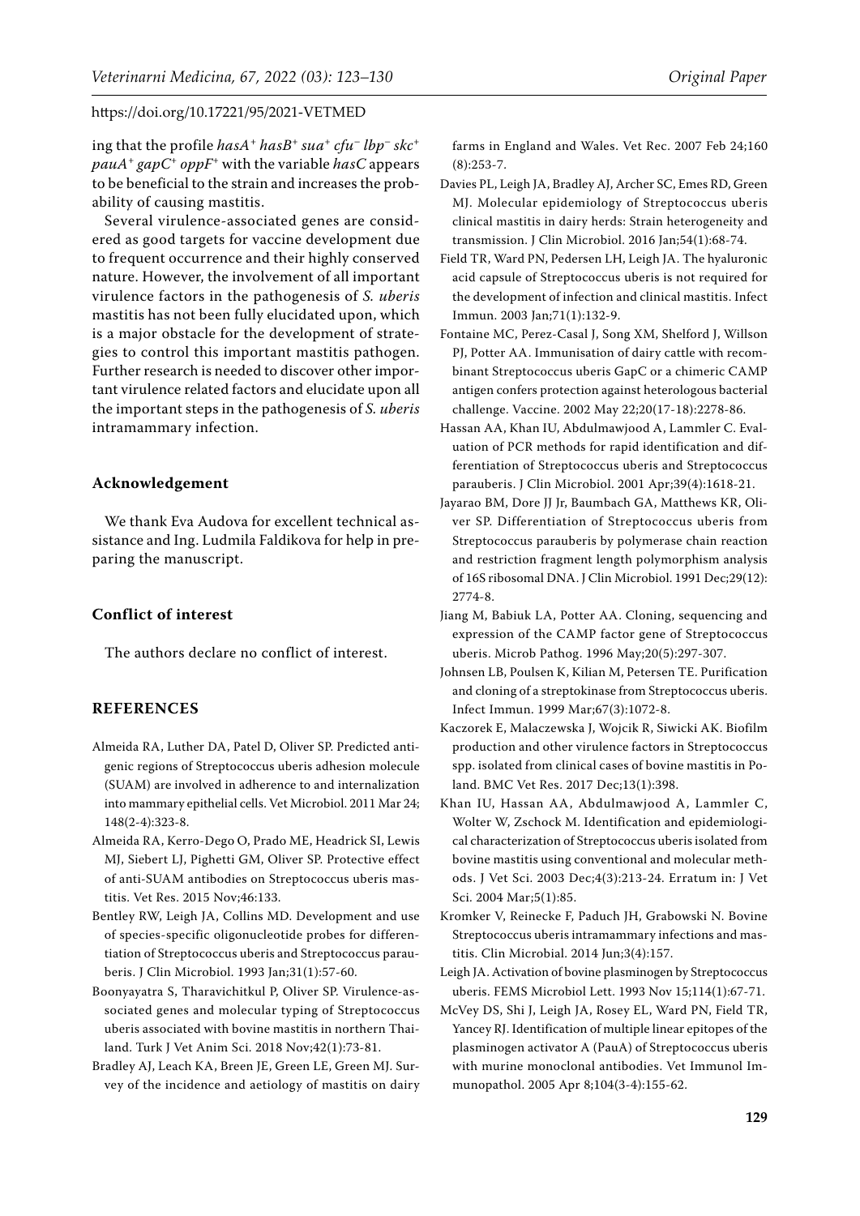ing that the profile *hasA*$^+$ *hasB*$^+$ *sua*$^+$ *cfu*$^-$ *lbp*$^-$ *skc*$^+$ *pauA*$^+$ *gapC*$^+$ *oppF*$^+$ with the variable *hasC* appears to be beneficial to the strain and increases the probability of causing mastitis.

Several virulence-associated genes are considered as good targets for vaccine development due to frequent occurrence and their highly conserved nature. However, the involvement of all important virulence factors in the pathogenesis of *S. uberis* mastitis has not been fully elucidated upon, which is a major obstacle for the development of strategies to control this important mastitis pathogen. Further research is needed to discover other important virulence related factors and elucidate upon all the important steps in the pathogenesis of *S. uberis* intramammary infection.

## Acknowledgement

We thank Eva Audova for excellent technical assistance and Ing. Ludmila Faldikova for help in preparing the manuscript.

## Conflict of interest

The authors declare no conflict of interest.

## REFERENCES

Almeida RA, Luther DA, Patel D, Oliver SP. Predicted antigenic regions of Streptococcus uberis adhesion molecule (SUAM) are involved in adherence to and internalization into mammary epithelial cells. Vet Microbiol. 2011 Mar 24; 148(2-4):323-8.

Almeida RA, Kerro-Dego O, Prado ME, Headrick SI, Lewis MJ, Siebert LJ, Pighetti GM, Oliver SP. Protective effect of anti-SUAM antibodies on Streptococcus uberis mastitis. Vet Res. 2015 Nov;46:133.

Bentley RW, Leigh JA, Collins MD. Development and use of species-specific oligonucleotide probes for differentiation of Streptococcus uberis and Streptococcus parauberis. J Clin Microbiol. 1993 Jan;31(1):57-60.

Boonyayatra S, Tharavichitkul P, Oliver SP. Virulence-associated genes and molecular typing of Streptococcus uberis associated with bovine mastitis in northern Thailand. Turk J Vet Anim Sci. 2018 Nov;42(1):73-81.

Bradley AJ, Leach KA, Breen JE, Green LE, Green MJ. Survey of the incidence and aetiology of mastitis on dairy farms in England and Wales. Vet Rec. 2007 Feb 24;160 (8):253-7.

Davies PL, Leigh JA, Bradley AJ, Archer SC, Emes RD, Green MJ. Molecular epidemiology of Streptococcus uberis clinical mastitis in dairy herds: Strain heterogeneity and transmission. J Clin Microbiol. 2016 Jan;54(1):68-74.

Field TR, Ward PN, Pedersen LH, Leigh JA. The hyaluronic acid capsule of Streptococcus uberis is not required for the development of infection and clinical mastitis. Infect Immun. 2003 Jan;71(1):132-9.

Fontaine MC, Perez-Casal J, Song XM, Shelford J, Willson PJ, Potter AA. Immunisation of dairy cattle with recombinant Streptococcus uberis GapC or a chimeric CAMP antigen confers protection against heterologous bacterial challenge. Vaccine. 2002 May 22;20(17-18):2278-86.

Hassan AA, Khan IU, Abdulmawjood A, Lammler C. Evaluation of PCR methods for rapid identification and differentiation of Streptococcus uberis and Streptococcus parauberis. J Clin Microbiol. 2001 Apr;39(4):1618-21.

Jayarao BM, Dore JJ Jr, Baumbach GA, Matthews KR, Oliver SP. Differentiation of Streptococcus uberis from Streptococcus parauberis by polymerase chain reaction and restriction fragment length polymorphism analysis of 16S ribosomal DNA. J Clin Microbiol. 1991 Dec;29(12): 2774-8.

Jiang M, Babiuk LA, Potter AA. Cloning, sequencing and expression of the CAMP factor gene of Streptococcus uberis. Microb Pathog. 1996 May;20(5):297-307.

Johnsen LB, Poulsen K, Kilian M, Petersen TE. Purification and cloning of a streptokinase from Streptococcus uberis. Infect Immun. 1999 Mar;67(3):1072-8.

Kaczorek E, Malaczewska J, Wojcik R, Siwicki AK. Biofilm production and other virulence factors in Streptococcus spp. isolated from clinical cases of bovine mastitis in Poland. BMC Vet Res. 2017 Dec;13(1):398.

Khan IU, Hassan AA, Abdulmawjood A, Lammler C, Wolter W, Zschock M. Identification and epidemiological characterization of Streptococcus uberis isolated from bovine mastitis using conventional and molecular methods. J Vet Sci. 2003 Dec;4(3):213-24. Erratum in: J Vet Sci. 2004 Mar;5(1):85.

Kromker V, Reinecke F, Paduch JH, Grabowski N. Bovine Streptococcus uberis intramammary infections and mastitis. Clin Microbial. 2014 Jun;3(4):157.

Leigh JA. Activation of bovine plasminogen by Streptococcus uberis. FEMS Microbiol Lett. 1993 Nov 15;114(1):67-71.

McVey DS, Shi J, Leigh JA, Rosey EL, Ward PN, Field TR, Yancey RJ. Identification of multiple linear epitopes of the plasminogen activator A (PauA) of Streptococcus uberis with murine monoclonal antibodies. Vet Immunol Immunopathol. 2005 Apr 8;104(3-4):155-62.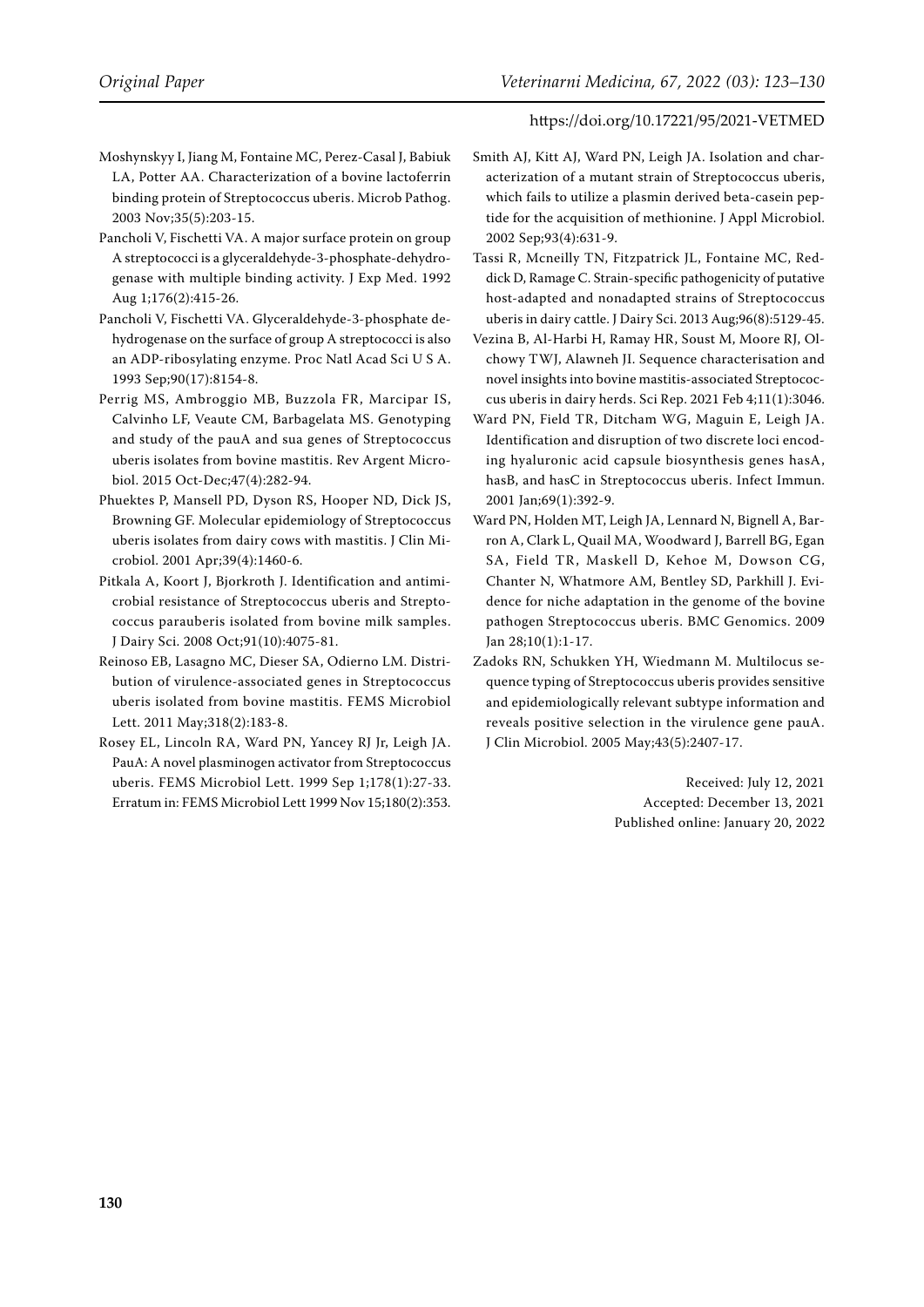Moshynskyy I, Jiang M, Fontaine MC, Perez-Casal J, Babiuk LA, Potter AA. Characterization of a bovine lactoferrin binding protein of Streptococcus uberis. Microb Pathog. 2003 Nov;35(5):203-15.

Pancholi V, Fischetti VA. A major surface protein on group A streptococci is a glyceraldehyde-3-phosphate-dehydrogenase with multiple binding activity. J Exp Med. 1992 Aug 1;176(2):415-26.

Pancholi V, Fischetti VA. Glyceraldehyde-3-phosphate dehydrogenase on the surface of group A streptococci is also an ADP-ribosylating enzyme. Proc Natl Acad Sci U S A. 1993 Sep;90(17):8154-8.

Perrig MS, Ambroggio MB, Buzzola FR, Marcipar IS, Calvinho LF, Veaute CM, Barbagelata MS. Genotyping and study of the pauA and sua genes of Streptococcus uberis isolates from bovine mastitis. Rev Argent Microbiol. 2015 Oct-Dec;47(4):282-94.

Phuektes P, Mansell PD, Dyson RS, Hooper ND, Dick JS, Browning GF. Molecular epidemiology of Streptococcus uberis isolates from dairy cows with mastitis. J Clin Microbiol. 2001 Apr;39(4):1460-6.

Pitkala A, Koort J, Bjorkroth J. Identification and antimicrobial resistance of Streptococcus uberis and Streptococcus parauberis isolated from bovine milk samples. J Dairy Sci. 2008 Oct;91(10):4075-81.

Reinoso EB, Lasagno MC, Dieser SA, Odierno LM. Distribution of virulence-associated genes in Streptococcus uberis isolated from bovine mastitis. FEMS Microbiol Lett. 2011 May;318(2):183-8.

Rosey EL, Lincoln RA, Ward PN, Yancey RJ Jr, Leigh JA. PauA: A novel plasminogen activator from Streptococcus uberis. FEMS Microbiol Lett. 1999 Sep 1;178(1):27-33. Erratum in: FEMS Microbiol Lett 1999 Nov 15;180(2):353.

Smith AJ, Kitt AJ, Ward PN, Leigh JA. Isolation and characterization of a mutant strain of Streptococcus uberis, which fails to utilize a plasmin derived beta-casein peptide for the acquisition of methionine. J Appl Microbiol. 2002 Sep;93(4):631-9.

Tassi R, Mcneilly TN, Fitzpatrick JL, Fontaine MC, Reddick D, Ramage C. Strain-specific pathogenicity of putative host-adapted and nonadapted strains of Streptococcus uberis in dairy cattle. J Dairy Sci. 2013 Aug;96(8):5129-45.

Vezina B, Al-Harbi H, Ramay HR, Soust M, Moore RJ, Olchowy TWJ, Alawneh JI. Sequence characterisation and novel insights into bovine mastitis-associated Streptococcus uberis in dairy herds. Sci Rep. 2021 Feb 4;11(1):3046.

Ward PN, Field TR, Ditcham WG, Maguin E, Leigh JA. Identification and disruption of two discrete loci encoding hyaluronic acid capsule biosynthesis genes hasA, hasB, and hasC in Streptococcus uberis. Infect Immun. 2001 Jan;69(1):392-9.

Ward PN, Holden MT, Leigh JA, Lennard N, Bignell A, Barron A, Clark L, Quail MA, Woodward J, Barrell BG, Egan SA, Field TR, Maskell D, Kehoe M, Dowson CG, Chanter N, Whatmore AM, Bentley SD, Parkhill J. Evidence for niche adaptation in the genome of the bovine pathogen Streptococcus uberis. BMC Genomics. 2009 Jan 28;10(1):1-17.

Zadoks RN, Schukken YH, Wiedmann M. Multilocus sequence typing of Streptococcus uberis provides sensitive and epidemiologically relevant subtype information and reveals positive selection in the virulence gene pauA. J Clin Microbiol. 2005 May;43(5):2407-17.

Received: July 12, 2021
Accepted: December 13, 2021
Published online: January 20, 2022